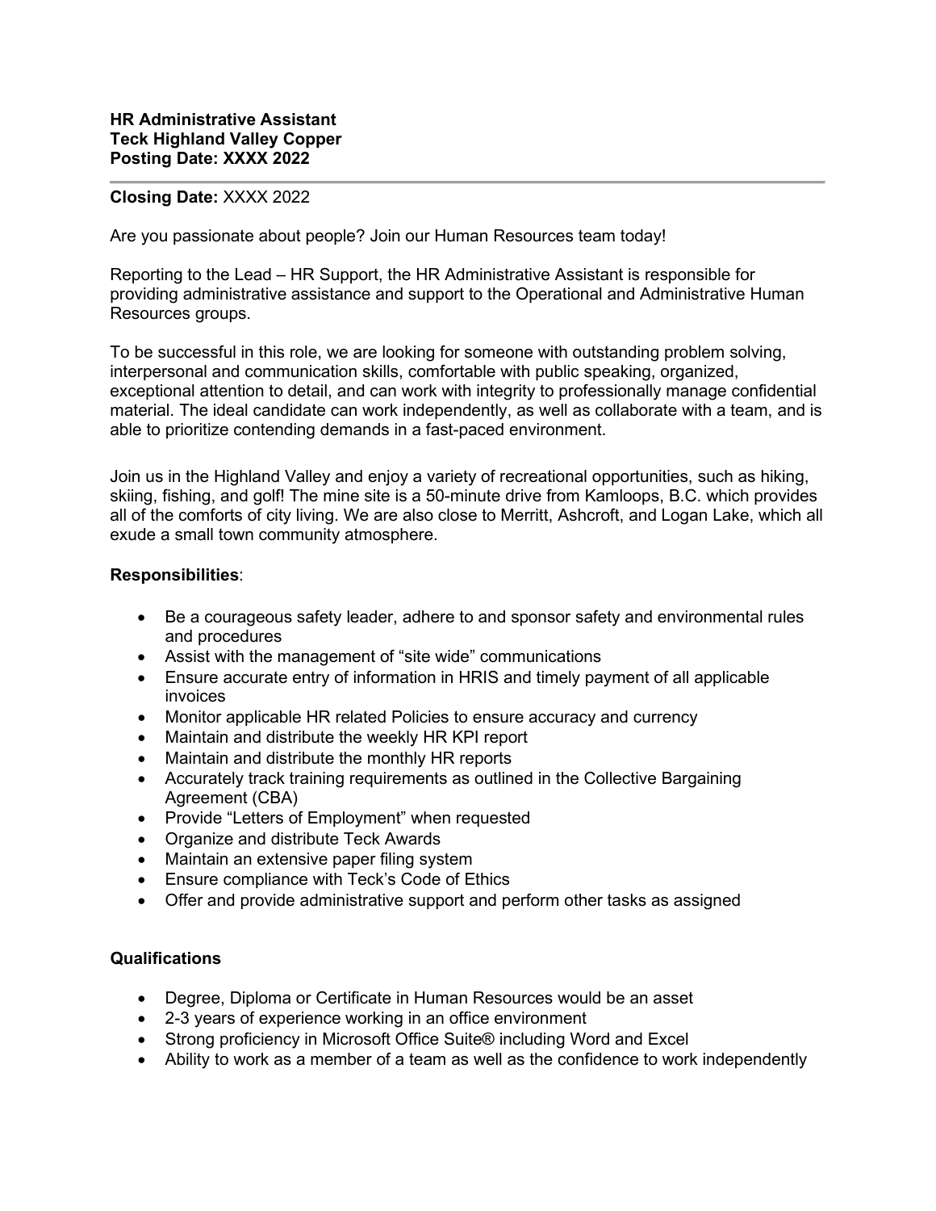**HR Administrative Assistant**
**Teck Highland Valley Copper**
**Posting Date: XXXX 2022**

---

**Closing Date:** XXXX 2022

Are you passionate about people? Join our Human Resources team today!

Reporting to the Lead – HR Support, the HR Administrative Assistant is responsible for providing administrative assistance and support to the Operational and Administrative Human Resources groups.

To be successful in this role, we are looking for someone with outstanding problem solving, interpersonal and communication skills, comfortable with public speaking, organized, exceptional attention to detail, and can work with integrity to professionally manage confidential material. The ideal candidate can work independently, as well as collaborate with a team, and is able to prioritize contending demands in a fast-paced environment.

Join us in the Highland Valley and enjoy a variety of recreational opportunities, such as hiking, skiing, fishing, and golf! The mine site is a 50-minute drive from Kamloops, B.C. which provides all of the comforts of city living. We are also close to Merritt, Ashcroft, and Logan Lake, which all exude a small town community atmosphere.

**Responsibilities**:

- Be a courageous safety leader, adhere to and sponsor safety and environmental rules and procedures
- Assist with the management of "site wide" communications
- Ensure accurate entry of information in HRIS and timely payment of all applicable invoices
- Monitor applicable HR related Policies to ensure accuracy and currency
- Maintain and distribute the weekly HR KPI report
- Maintain and distribute the monthly HR reports
- Accurately track training requirements as outlined in the Collective Bargaining Agreement (CBA)
- Provide "Letters of Employment" when requested
- Organize and distribute Teck Awards
- Maintain an extensive paper filing system
- Ensure compliance with Teck's Code of Ethics
- Offer and provide administrative support and perform other tasks as assigned

**Qualifications**

- Degree, Diploma or Certificate in Human Resources would be an asset
- 2-3 years of experience working in an office environment
- Strong proficiency in Microsoft Office Suite® including Word and Excel
- Ability to work as a member of a team as well as the confidence to work independently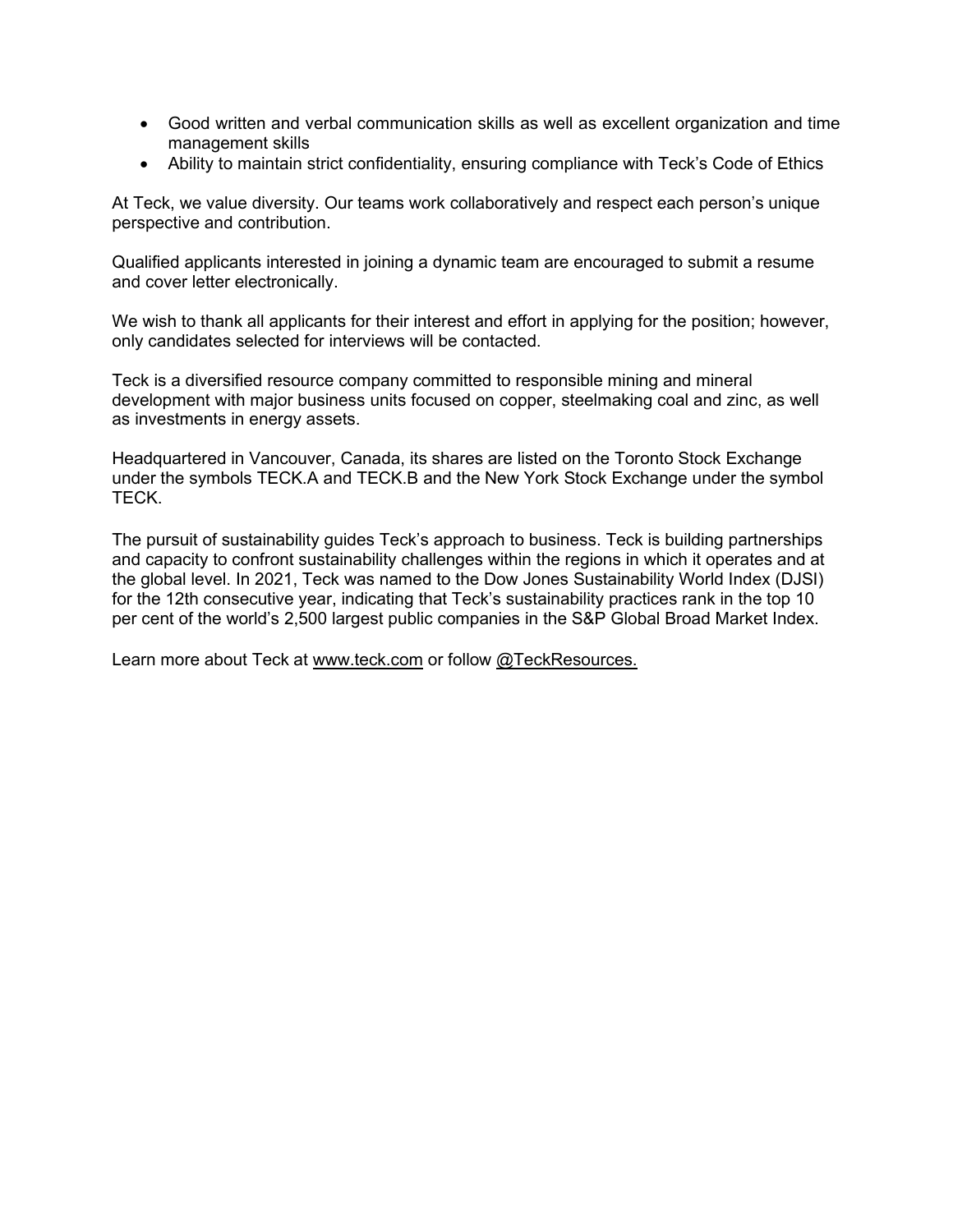- Good written and verbal communication skills as well as excellent organization and time management skills
- Ability to maintain strict confidentiality, ensuring compliance with Teck's Code of Ethics

At Teck, we value diversity. Our teams work collaboratively and respect each person's unique perspective and contribution.

Qualified applicants interested in joining a dynamic team are encouraged to submit a resume and cover letter electronically.

We wish to thank all applicants for their interest and effort in applying for the position; however, only candidates selected for interviews will be contacted.

Teck is a diversified resource company committed to responsible mining and mineral development with major business units focused on copper, steelmaking coal and zinc, as well as investments in energy assets.

Headquartered in Vancouver, Canada, its shares are listed on the Toronto Stock Exchange under the symbols TECK.A and TECK.B and the New York Stock Exchange under the symbol TECK.

The pursuit of sustainability guides Teck's approach to business. Teck is building partnerships and capacity to confront sustainability challenges within the regions in which it operates and at the global level. In 2021, Teck was named to the Dow Jones Sustainability World Index (DJSI) for the 12th consecutive year, indicating that Teck's sustainability practices rank in the top 10 per cent of the world's 2,500 largest public companies in the S&P Global Broad Market Index.

Learn more about Teck at www.teck.com or follow @TeckResources.